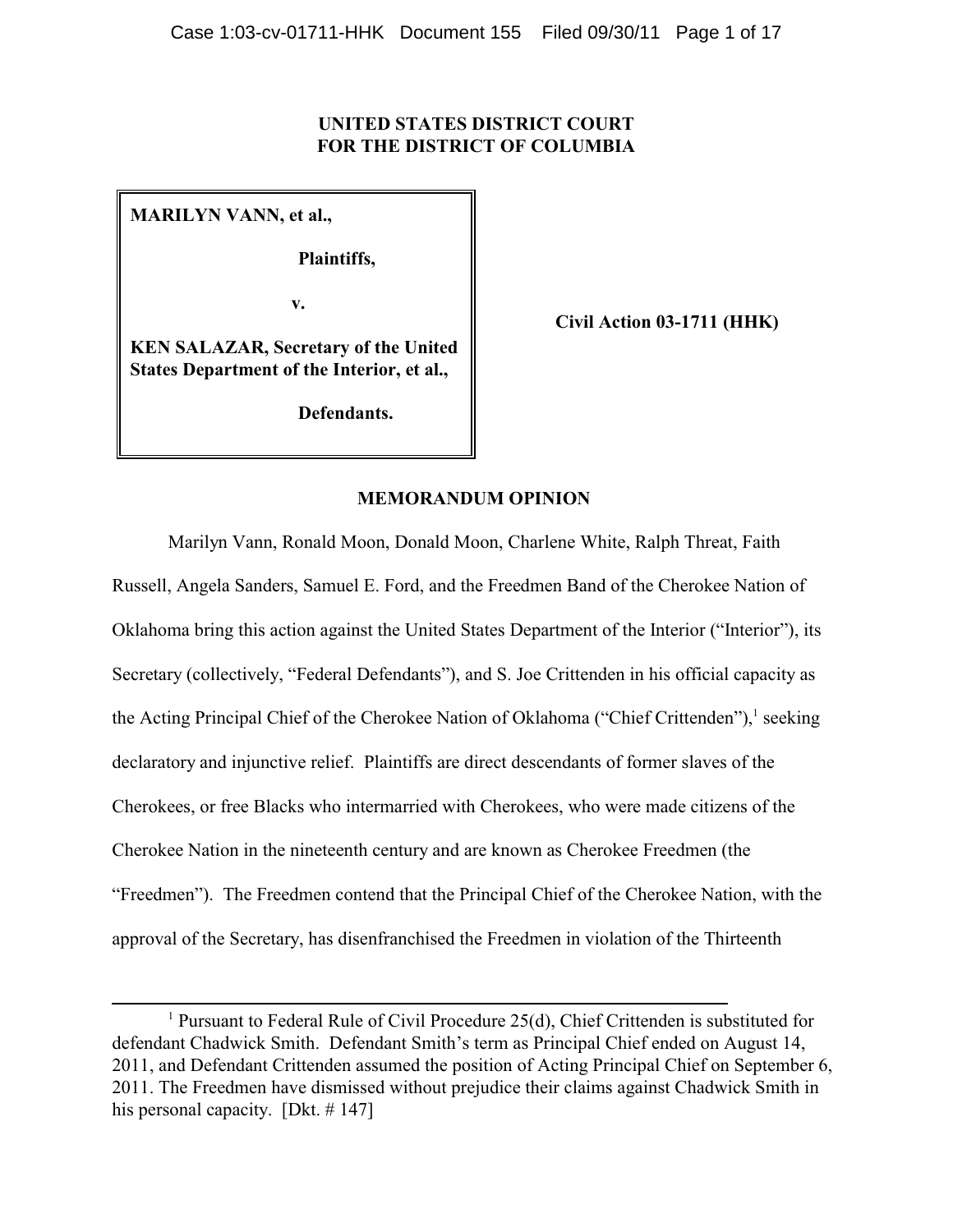**UNITED STATES DISTRICT COURT**
**FOR THE DISTRICT OF COLUMBIA**

| | |
|---|---|
| **MARILYN VANN, et al.,**<br><br>**Plaintiffs,**<br><br>**v.**<br><br>**KEN SALAZAR, Secretary of the United States Department of the Interior, et al.,**<br><br>**Defendants.** | **Civil Action 03-1711 (HHK)** |

**MEMORANDUM OPINION**

Marilyn Vann, Ronald Moon, Donald Moon, Charlene White, Ralph Threat, Faith Russell, Angela Sanders, Samuel E. Ford, and the Freedmen Band of the Cherokee Nation of Oklahoma bring this action against the United States Department of the Interior ("Interior"), its Secretary (collectively, "Federal Defendants"), and S. Joe Crittenden in his official capacity as the Acting Principal Chief of the Cherokee Nation of Oklahoma ("Chief Crittenden"),[1] seeking declaratory and injunctive relief. Plaintiffs are direct descendants of former slaves of the Cherokees, or free Blacks who intermarried with Cherokees, who were made citizens of the Cherokee Nation in the nineteenth century and are known as Cherokee Freedmen (the "Freedmen"). The Freedmen contend that the Principal Chief of the Cherokee Nation, with the approval of the Secretary, has disenfranchised the Freedmen in violation of the Thirteenth

---

[1] Pursuant to Federal Rule of Civil Procedure 25(d), Chief Crittenden is substituted for defendant Chadwick Smith. Defendant Smith's term as Principal Chief ended on August 14, 2011, and Defendant Crittenden assumed the position of Acting Principal Chief on September 6, 2011. The Freedmen have dismissed without prejudice their claims against Chadwick Smith in his personal capacity. [Dkt. # 147]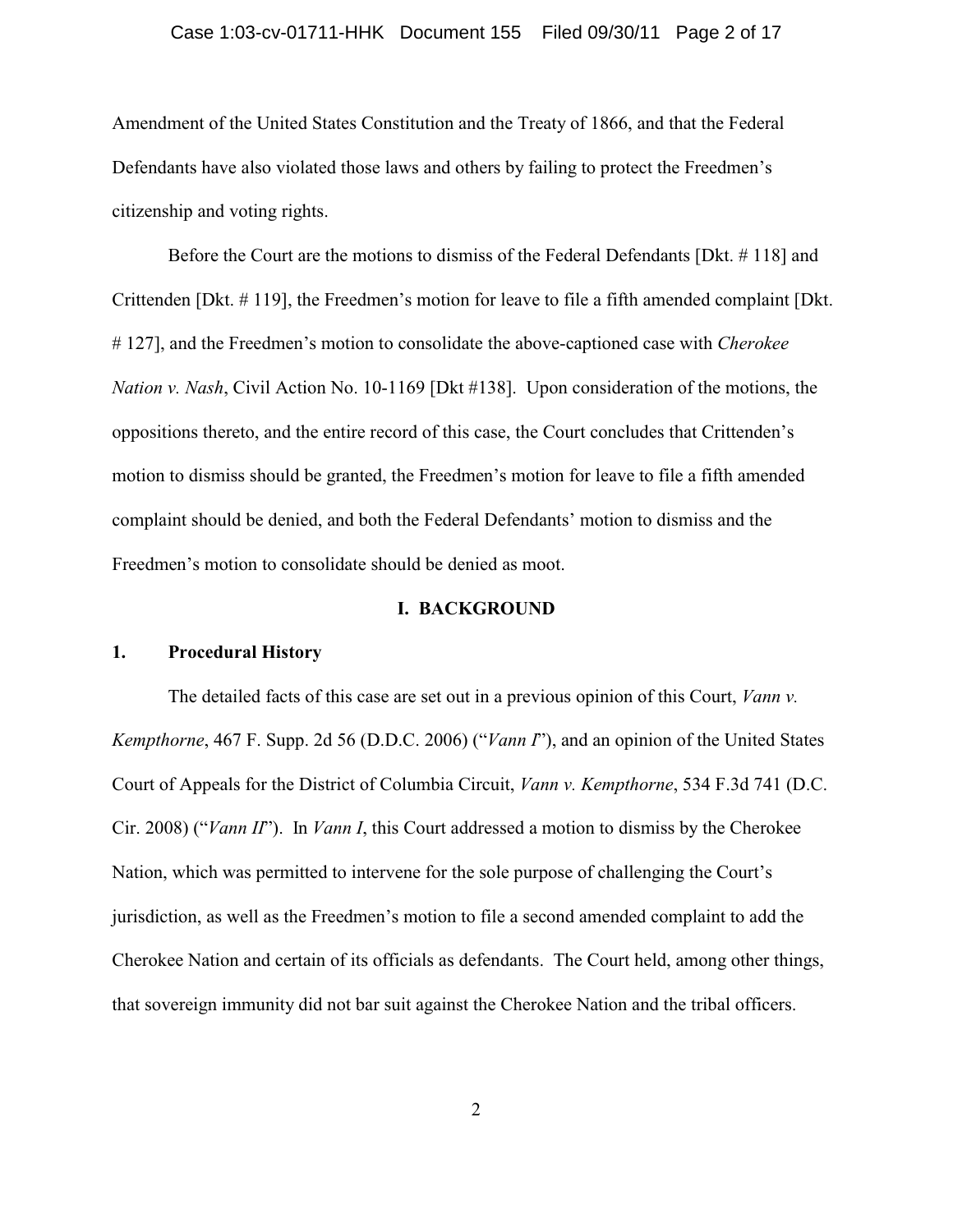Amendment of the United States Constitution and the Treaty of 1866, and that the Federal Defendants have also violated those laws and others by failing to protect the Freedmen's citizenship and voting rights.

Before the Court are the motions to dismiss of the Federal Defendants [Dkt. # 118] and Crittenden [Dkt. # 119], the Freedmen's motion for leave to file a fifth amended complaint [Dkt. # 127], and the Freedmen's motion to consolidate the above-captioned case with *Cherokee Nation v. Nash*, Civil Action No. 10-1169 [Dkt #138]. Upon consideration of the motions, the oppositions thereto, and the entire record of this case, the Court concludes that Crittenden's motion to dismiss should be granted, the Freedmen's motion for leave to file a fifth amended complaint should be denied, and both the Federal Defendants' motion to dismiss and the Freedmen's motion to consolidate should be denied as moot.

## I. BACKGROUND

### 1. Procedural History

The detailed facts of this case are set out in a previous opinion of this Court, *Vann v. Kempthorne*, 467 F. Supp. 2d 56 (D.D.C. 2006) ("*Vann I*"), and an opinion of the United States Court of Appeals for the District of Columbia Circuit, *Vann v. Kempthorne*, 534 F.3d 741 (D.C. Cir. 2008) ("*Vann II*"). In *Vann I*, this Court addressed a motion to dismiss by the Cherokee Nation, which was permitted to intervene for the sole purpose of challenging the Court's jurisdiction, as well as the Freedmen's motion to file a second amended complaint to add the Cherokee Nation and certain of its officials as defendants. The Court held, among other things, that sovereign immunity did not bar suit against the Cherokee Nation and the tribal officers.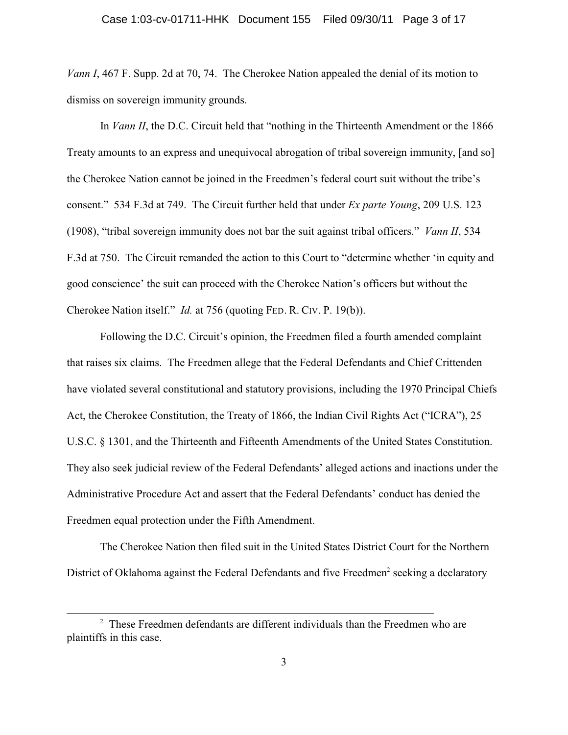*Vann I*, 467 F. Supp. 2d at 70, 74. The Cherokee Nation appealed the denial of its motion to dismiss on sovereign immunity grounds.

In *Vann II*, the D.C. Circuit held that "nothing in the Thirteenth Amendment or the 1866 Treaty amounts to an express and unequivocal abrogation of tribal sovereign immunity, [and so] the Cherokee Nation cannot be joined in the Freedmen's federal court suit without the tribe's consent." 534 F.3d at 749. The Circuit further held that under *Ex parte Young*, 209 U.S. 123 (1908), "tribal sovereign immunity does not bar the suit against tribal officers." *Vann II*, 534 F.3d at 750. The Circuit remanded the action to this Court to "determine whether 'in equity and good conscience' the suit can proceed with the Cherokee Nation's officers but without the Cherokee Nation itself." *Id.* at 756 (quoting FED. R. CIV. P. 19(b)).

Following the D.C. Circuit's opinion, the Freedmen filed a fourth amended complaint that raises six claims. The Freedmen allege that the Federal Defendants and Chief Crittenden have violated several constitutional and statutory provisions, including the 1970 Principal Chiefs Act, the Cherokee Constitution, the Treaty of 1866, the Indian Civil Rights Act ("ICRA"), 25 U.S.C. § 1301, and the Thirteenth and Fifteenth Amendments of the United States Constitution. They also seek judicial review of the Federal Defendants' alleged actions and inactions under the Administrative Procedure Act and assert that the Federal Defendants' conduct has denied the Freedmen equal protection under the Fifth Amendment.

The Cherokee Nation then filed suit in the United States District Court for the Northern District of Oklahoma against the Federal Defendants and five Freedmen[2] seeking a declaratory

---

[2] These Freedmen defendants are different individuals than the Freedmen who are plaintiffs in this case.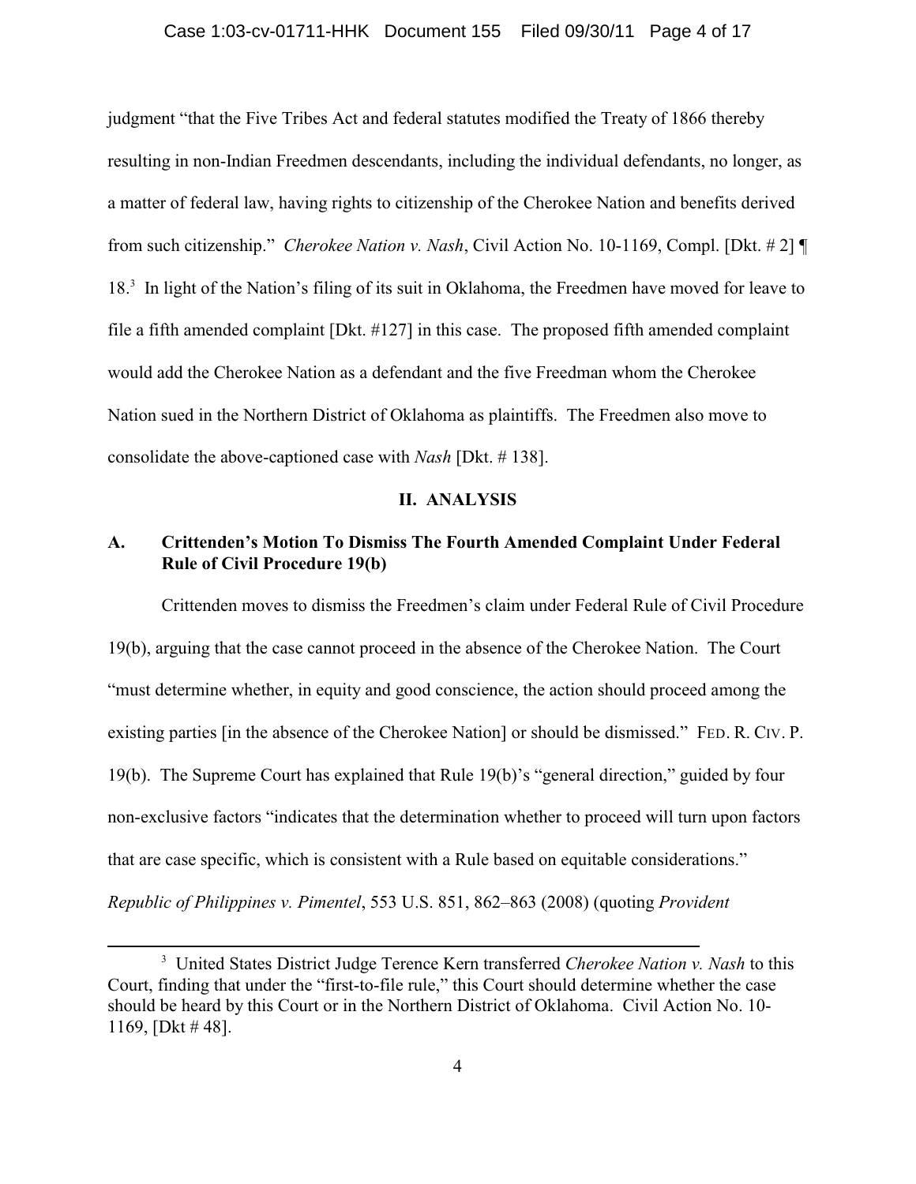judgment "that the Five Tribes Act and federal statutes modified the Treaty of 1866 thereby resulting in non-Indian Freedmen descendants, including the individual defendants, no longer, as a matter of federal law, having rights to citizenship of the Cherokee Nation and benefits derived from such citizenship." *Cherokee Nation v. Nash*, Civil Action No. 10-1169, Compl. [Dkt. # 2] ¶ 18.[3] In light of the Nation's filing of its suit in Oklahoma, the Freedmen have moved for leave to file a fifth amended complaint [Dkt. #127] in this case. The proposed fifth amended complaint would add the Cherokee Nation as a defendant and the five Freedman whom the Cherokee Nation sued in the Northern District of Oklahoma as plaintiffs. The Freedmen also move to consolidate the above-captioned case with *Nash* [Dkt. # 138].

## II. ANALYSIS

### A. Crittenden's Motion To Dismiss The Fourth Amended Complaint Under Federal Rule of Civil Procedure 19(b)

Crittenden moves to dismiss the Freedmen's claim under Federal Rule of Civil Procedure 19(b), arguing that the case cannot proceed in the absence of the Cherokee Nation. The Court "must determine whether, in equity and good conscience, the action should proceed among the existing parties [in the absence of the Cherokee Nation] or should be dismissed." FED. R. CIV. P. 19(b). The Supreme Court has explained that Rule 19(b)'s "general direction," guided by four non-exclusive factors "indicates that the determination whether to proceed will turn upon factors that are case specific, which is consistent with a Rule based on equitable considerations." *Republic of Philippines v. Pimentel*, 553 U.S. 851, 862–863 (2008) (quoting *Provident*

---

[3] United States District Judge Terence Kern transferred *Cherokee Nation v. Nash* to this Court, finding that under the "first-to-file rule," this Court should determine whether the case should be heard by this Court or in the Northern District of Oklahoma. Civil Action No. 10-1169, [Dkt # 48].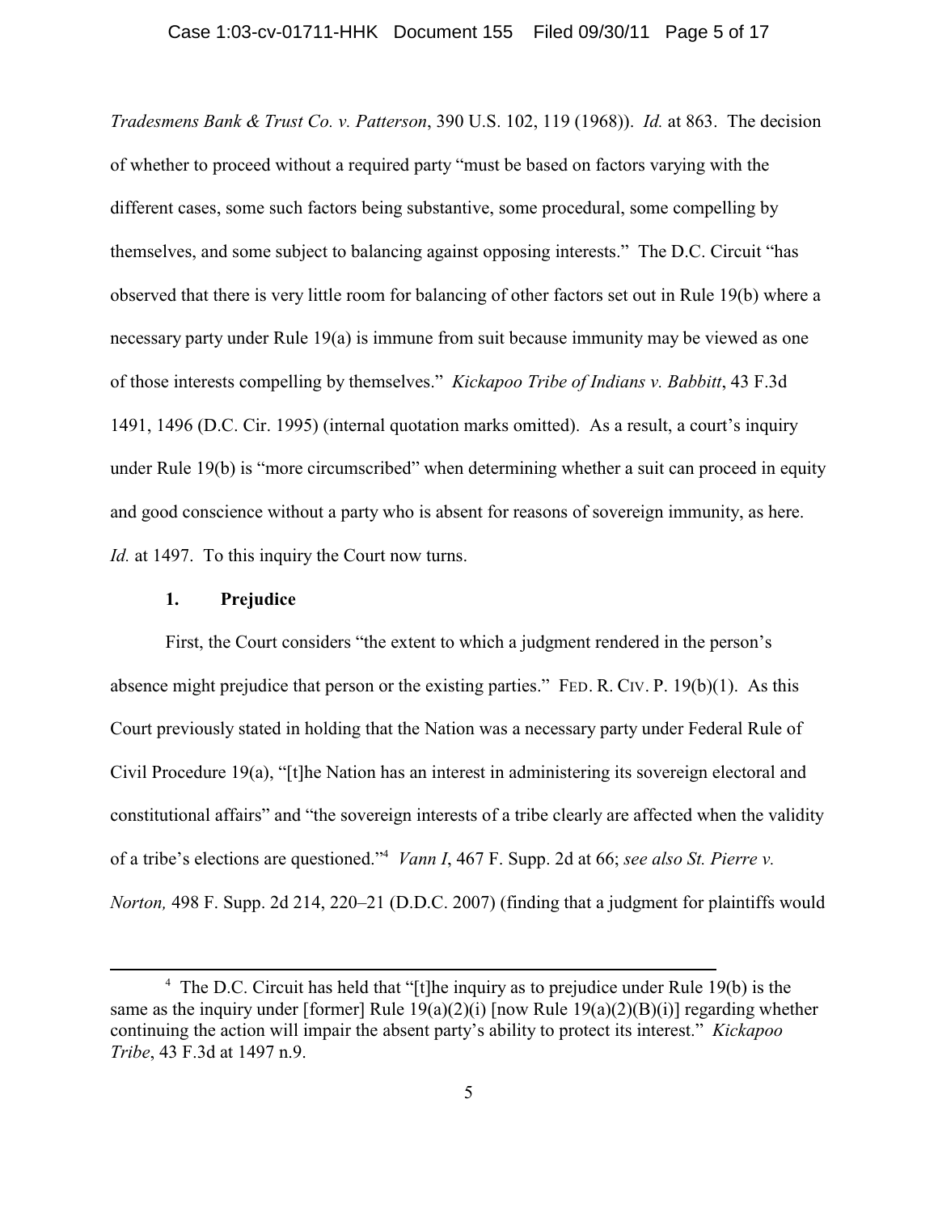*Tradesmens Bank & Trust Co. v. Patterson*, 390 U.S. 102, 119 (1968)). *Id.* at 863. The decision of whether to proceed without a required party "must be based on factors varying with the different cases, some such factors being substantive, some procedural, some compelling by themselves, and some subject to balancing against opposing interests." The D.C. Circuit "has observed that there is very little room for balancing of other factors set out in Rule 19(b) where a necessary party under Rule 19(a) is immune from suit because immunity may be viewed as one of those interests compelling by themselves." *Kickapoo Tribe of Indians v. Babbitt*, 43 F.3d 1491, 1496 (D.C. Cir. 1995) (internal quotation marks omitted). As a result, a court's inquiry under Rule 19(b) is "more circumscribed" when determining whether a suit can proceed in equity and good conscience without a party who is absent for reasons of sovereign immunity, as here. *Id.* at 1497. To this inquiry the Court now turns.

### 1. Prejudice

First, the Court considers "the extent to which a judgment rendered in the person's absence might prejudice that person or the existing parties." FED. R. CIV. P. 19(b)(1). As this Court previously stated in holding that the Nation was a necessary party under Federal Rule of Civil Procedure 19(a), "[t]he Nation has an interest in administering its sovereign electoral and constitutional affairs" and "the sovereign interests of a tribe clearly are affected when the validity of a tribe's elections are questioned."[4] *Vann I*, 467 F. Supp. 2d at 66; *see also St. Pierre v. Norton,* 498 F. Supp. 2d 214, 220–21 (D.D.C. 2007) (finding that a judgment for plaintiffs would

---

[4] The D.C. Circuit has held that "[t]he inquiry as to prejudice under Rule 19(b) is the same as the inquiry under [former] Rule 19(a)(2)(i) [now Rule 19(a)(2)(B)(i)] regarding whether continuing the action will impair the absent party's ability to protect its interest." *Kickapoo Tribe*, 43 F.3d at 1497 n.9.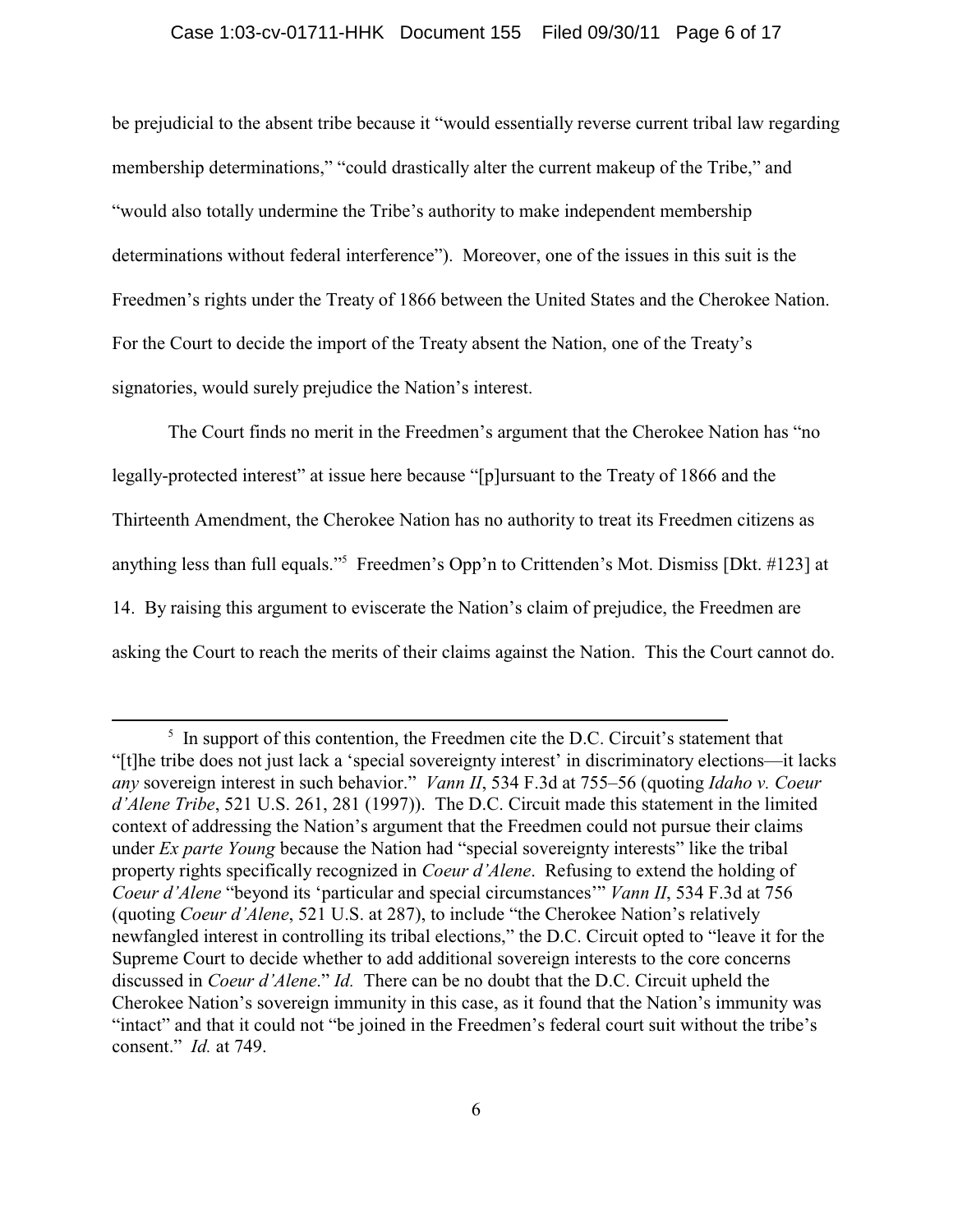be prejudicial to the absent tribe because it "would essentially reverse current tribal law regarding membership determinations," "could drastically alter the current makeup of the Tribe," and "would also totally undermine the Tribe's authority to make independent membership determinations without federal interference"). Moreover, one of the issues in this suit is the Freedmen's rights under the Treaty of 1866 between the United States and the Cherokee Nation. For the Court to decide the import of the Treaty absent the Nation, one of the Treaty's signatories, would surely prejudice the Nation's interest.

The Court finds no merit in the Freedmen's argument that the Cherokee Nation has "no legally-protected interest" at issue here because "[p]ursuant to the Treaty of 1866 and the Thirteenth Amendment, the Cherokee Nation has no authority to treat its Freedmen citizens as anything less than full equals."[5] Freedmen's Opp'n to Crittenden's Mot. Dismiss [Dkt. #123] at 14. By raising this argument to eviscerate the Nation's claim of prejudice, the Freedmen are asking the Court to reach the merits of their claims against the Nation. This the Court cannot do.

---

[5] In support of this contention, the Freedmen cite the D.C. Circuit's statement that "[t]he tribe does not just lack a 'special sovereignty interest' in discriminatory elections—it lacks *any* sovereign interest in such behavior." *Vann II*, 534 F.3d at 755–56 (quoting *Idaho v. Coeur d'Alene Tribe*, 521 U.S. 261, 281 (1997)). The D.C. Circuit made this statement in the limited context of addressing the Nation's argument that the Freedmen could not pursue their claims under *Ex parte Young* because the Nation had "special sovereignty interests" like the tribal property rights specifically recognized in *Coeur d'Alene*. Refusing to extend the holding of *Coeur d'Alene* "beyond its 'particular and special circumstances'" *Vann II*, 534 F.3d at 756 (quoting *Coeur d'Alene*, 521 U.S. at 287), to include "the Cherokee Nation's relatively newfangled interest in controlling its tribal elections," the D.C. Circuit opted to "leave it for the Supreme Court to decide whether to add additional sovereign interests to the core concerns discussed in *Coeur d'Alene*." *Id.* There can be no doubt that the D.C. Circuit upheld the Cherokee Nation's sovereign immunity in this case, as it found that the Nation's immunity was "intact" and that it could not "be joined in the Freedmen's federal court suit without the tribe's consent." *Id.* at 749.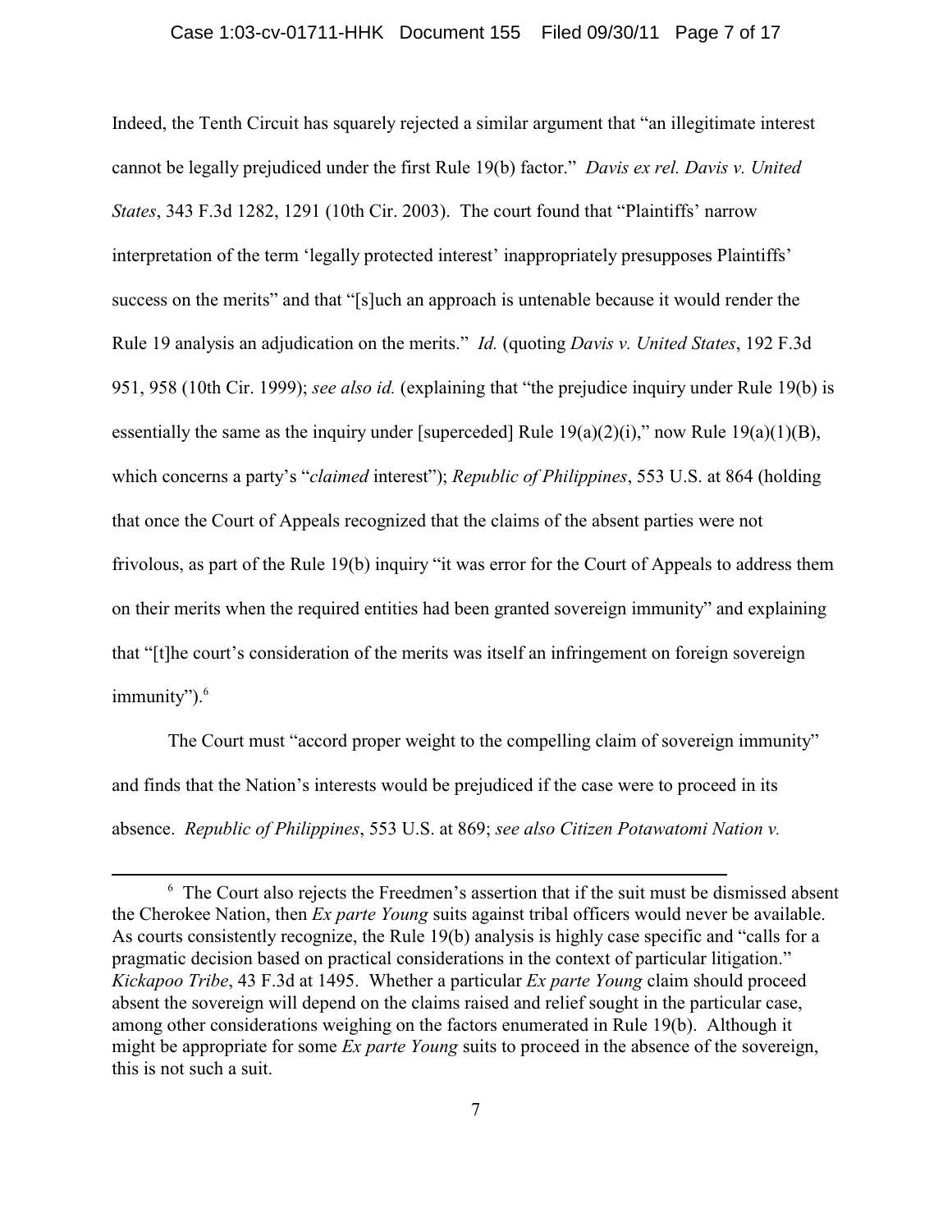Indeed, the Tenth Circuit has squarely rejected a similar argument that "an illegitimate interest cannot be legally prejudiced under the first Rule 19(b) factor." *Davis ex rel. Davis v. United States*, 343 F.3d 1282, 1291 (10th Cir. 2003). The court found that "Plaintiffs' narrow interpretation of the term 'legally protected interest' inappropriately presupposes Plaintiffs' success on the merits" and that "[s]uch an approach is untenable because it would render the Rule 19 analysis an adjudication on the merits." *Id.* (quoting *Davis v. United States*, 192 F.3d 951, 958 (10th Cir. 1999); *see also id.* (explaining that "the prejudice inquiry under Rule 19(b) is essentially the same as the inquiry under [superceded] Rule 19(a)(2)(i)," now Rule 19(a)(1)(B), which concerns a party's "*claimed* interest"); *Republic of Philippines*, 553 U.S. at 864 (holding that once the Court of Appeals recognized that the claims of the absent parties were not frivolous, as part of the Rule 19(b) inquiry "it was error for the Court of Appeals to address them on their merits when the required entities had been granted sovereign immunity" and explaining that "[t]he court's consideration of the merits was itself an infringement on foreign sovereign immunity").[6]

The Court must "accord proper weight to the compelling claim of sovereign immunity" and finds that the Nation's interests would be prejudiced if the case were to proceed in its absence. *Republic of Philippines*, 553 U.S. at 869; *see also Citizen Potawatomi Nation v.*

---

[6] The Court also rejects the Freedmen's assertion that if the suit must be dismissed absent the Cherokee Nation, then *Ex parte Young* suits against tribal officers would never be available. As courts consistently recognize, the Rule 19(b) analysis is highly case specific and "calls for a pragmatic decision based on practical considerations in the context of particular litigation." *Kickapoo Tribe*, 43 F.3d at 1495. Whether a particular *Ex parte Young* claim should proceed absent the sovereign will depend on the claims raised and relief sought in the particular case, among other considerations weighing on the factors enumerated in Rule 19(b). Although it might be appropriate for some *Ex parte Young* suits to proceed in the absence of the sovereign, this is not such a suit.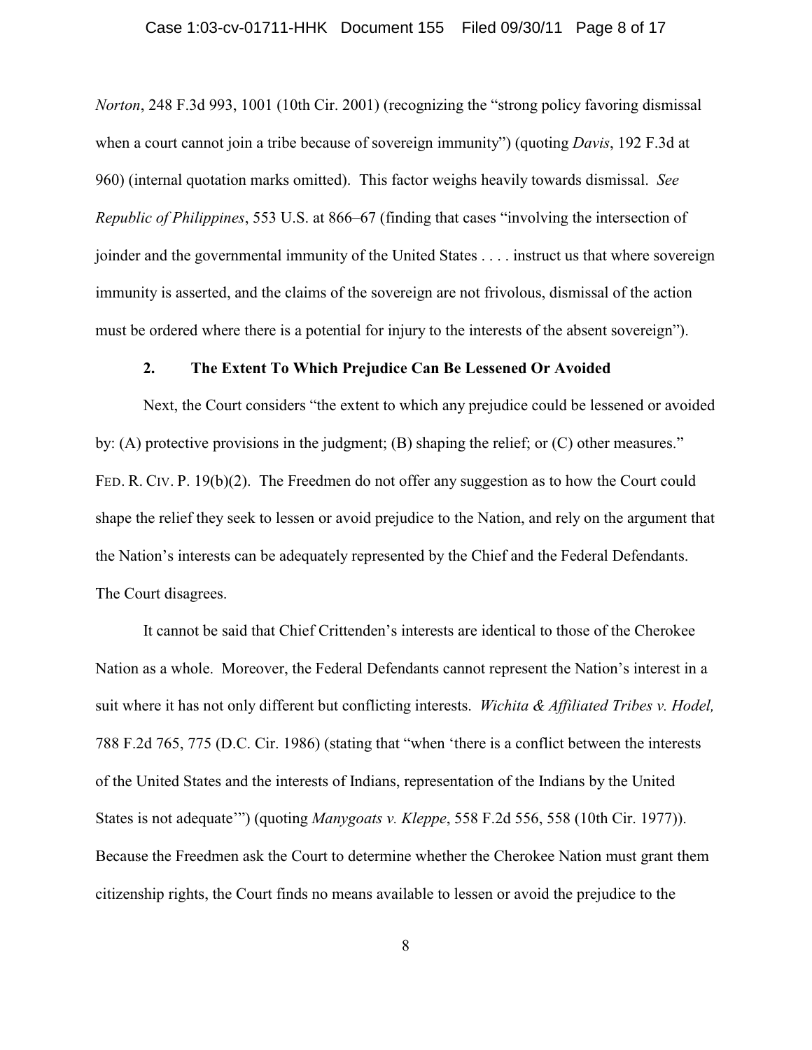*Norton*, 248 F.3d 993, 1001 (10th Cir. 2001) (recognizing the "strong policy favoring dismissal when a court cannot join a tribe because of sovereign immunity") (quoting *Davis*, 192 F.3d at 960) (internal quotation marks omitted). This factor weighs heavily towards dismissal. *See Republic of Philippines*, 553 U.S. at 866–67 (finding that cases "involving the intersection of joinder and the governmental immunity of the United States . . . . instruct us that where sovereign immunity is asserted, and the claims of the sovereign are not frivolous, dismissal of the action must be ordered where there is a potential for injury to the interests of the absent sovereign").

### 2. The Extent To Which Prejudice Can Be Lessened Or Avoided

Next, the Court considers "the extent to which any prejudice could be lessened or avoided by: (A) protective provisions in the judgment; (B) shaping the relief; or (C) other measures." FED. R. CIV. P. 19(b)(2). The Freedmen do not offer any suggestion as to how the Court could shape the relief they seek to lessen or avoid prejudice to the Nation, and rely on the argument that the Nation's interests can be adequately represented by the Chief and the Federal Defendants. The Court disagrees.

It cannot be said that Chief Crittenden's interests are identical to those of the Cherokee Nation as a whole. Moreover, the Federal Defendants cannot represent the Nation's interest in a suit where it has not only different but conflicting interests. *Wichita & Affiliated Tribes v. Hodel,* 788 F.2d 765, 775 (D.C. Cir. 1986) (stating that "when 'there is a conflict between the interests of the United States and the interests of Indians, representation of the Indians by the United States is not adequate'") (quoting *Manygoats v. Kleppe*, 558 F.2d 556, 558 (10th Cir. 1977)). Because the Freedmen ask the Court to determine whether the Cherokee Nation must grant them citizenship rights, the Court finds no means available to lessen or avoid the prejudice to the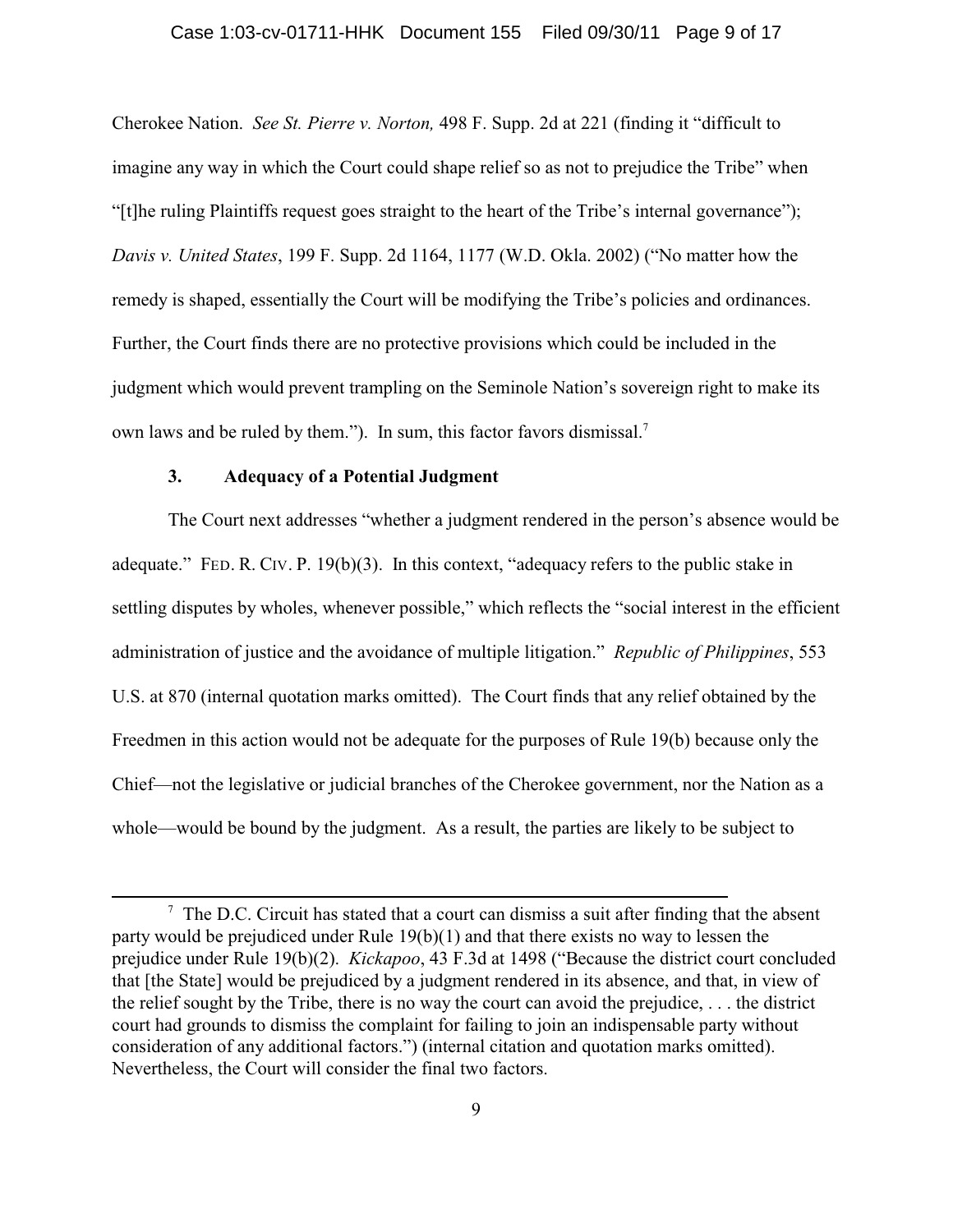Cherokee Nation. *See St. Pierre v. Norton,* 498 F. Supp. 2d at 221 (finding it "difficult to imagine any way in which the Court could shape relief so as not to prejudice the Tribe" when "[t]he ruling Plaintiffs request goes straight to the heart of the Tribe's internal governance"); *Davis v. United States*, 199 F. Supp. 2d 1164, 1177 (W.D. Okla. 2002) ("No matter how the remedy is shaped, essentially the Court will be modifying the Tribe's policies and ordinances. Further, the Court finds there are no protective provisions which could be included in the judgment which would prevent trampling on the Seminole Nation's sovereign right to make its own laws and be ruled by them."). In sum, this factor favors dismissal.[7]

### 3. Adequacy of a Potential Judgment

The Court next addresses "whether a judgment rendered in the person's absence would be adequate." FED. R. CIV. P. 19(b)(3). In this context, "adequacy refers to the public stake in settling disputes by wholes, whenever possible," which reflects the "social interest in the efficient administration of justice and the avoidance of multiple litigation." *Republic of Philippines*, 553 U.S. at 870 (internal quotation marks omitted). The Court finds that any relief obtained by the Freedmen in this action would not be adequate for the purposes of Rule 19(b) because only the Chief—not the legislative or judicial branches of the Cherokee government, nor the Nation as a whole—would be bound by the judgment. As a result, the parties are likely to be subject to

---

[7] The D.C. Circuit has stated that a court can dismiss a suit after finding that the absent party would be prejudiced under Rule 19(b)(1) and that there exists no way to lessen the prejudice under Rule 19(b)(2). *Kickapoo*, 43 F.3d at 1498 ("Because the district court concluded that [the State] would be prejudiced by a judgment rendered in its absence, and that, in view of the relief sought by the Tribe, there is no way the court can avoid the prejudice, . . . the district court had grounds to dismiss the complaint for failing to join an indispensable party without consideration of any additional factors.") (internal citation and quotation marks omitted). Nevertheless, the Court will consider the final two factors.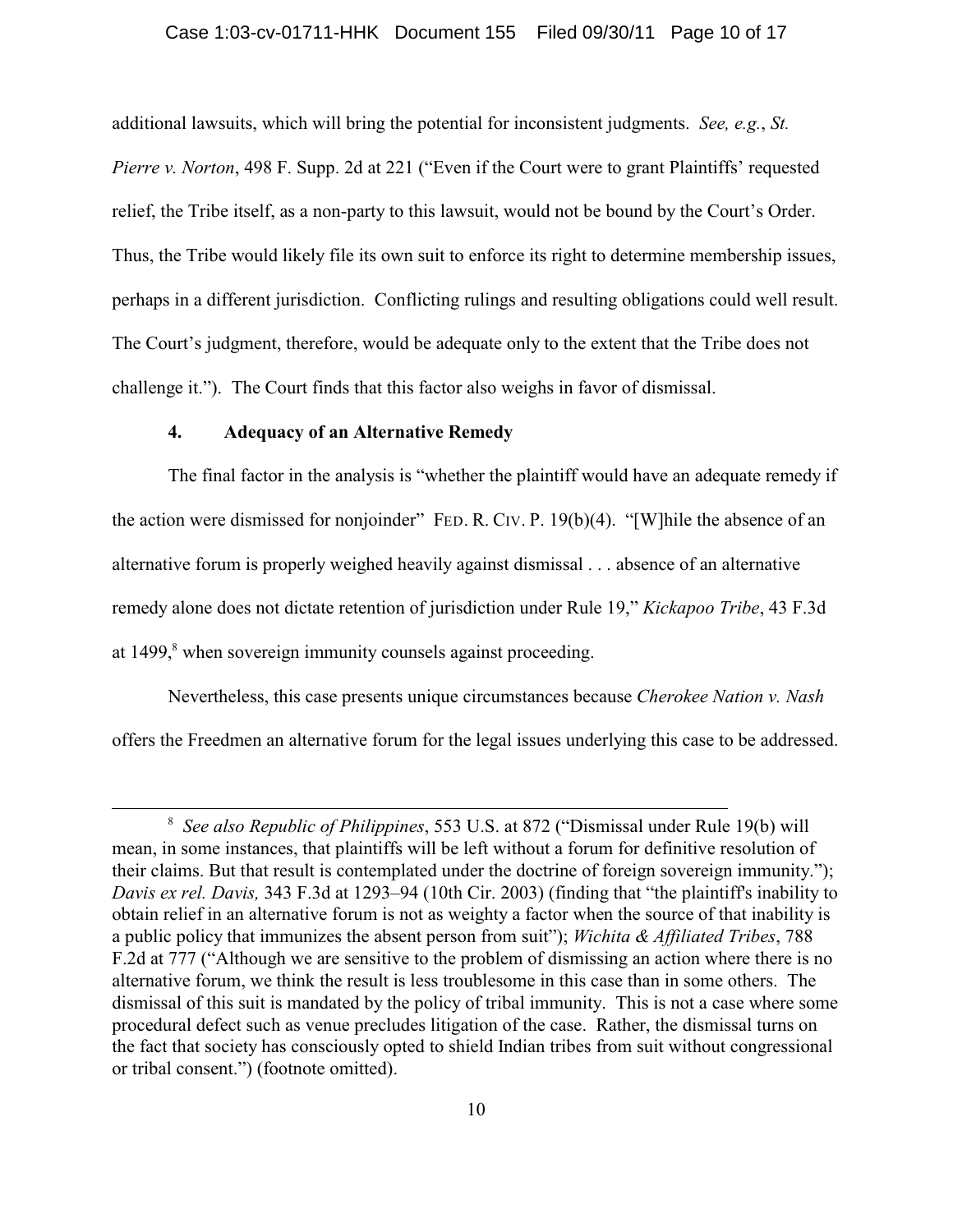additional lawsuits, which will bring the potential for inconsistent judgments. *See, e.g.*, *St. Pierre v. Norton*, 498 F. Supp. 2d at 221 ("Even if the Court were to grant Plaintiffs' requested relief, the Tribe itself, as a non-party to this lawsuit, would not be bound by the Court's Order. Thus, the Tribe would likely file its own suit to enforce its right to determine membership issues, perhaps in a different jurisdiction. Conflicting rulings and resulting obligations could well result. The Court's judgment, therefore, would be adequate only to the extent that the Tribe does not challenge it."). The Court finds that this factor also weighs in favor of dismissal.

**4. Adequacy of an Alternative Remedy**

The final factor in the analysis is "whether the plaintiff would have an adequate remedy if the action were dismissed for nonjoinder" FED. R. CIV. P. 19(b)(4). "[W]hile the absence of an alternative forum is properly weighed heavily against dismissal . . . absence of an alternative remedy alone does not dictate retention of jurisdiction under Rule 19," *Kickapoo Tribe*, 43 F.3d at 1499,[8] when sovereign immunity counsels against proceeding.

Nevertheless, this case presents unique circumstances because *Cherokee Nation v. Nash* offers the Freedmen an alternative forum for the legal issues underlying this case to be addressed.

---

[8] *See also Republic of Philippines*, 553 U.S. at 872 ("Dismissal under Rule 19(b) will mean, in some instances, that plaintiffs will be left without a forum for definitive resolution of their claims. But that result is contemplated under the doctrine of foreign sovereign immunity."); *Davis ex rel. Davis,* 343 F.3d at 1293–94 (10th Cir. 2003) (finding that "the plaintiff's inability to obtain relief in an alternative forum is not as weighty a factor when the source of that inability is a public policy that immunizes the absent person from suit"); *Wichita & Affiliated Tribes*, 788 F.2d at 777 ("Although we are sensitive to the problem of dismissing an action where there is no alternative forum, we think the result is less troublesome in this case than in some others. The dismissal of this suit is mandated by the policy of tribal immunity. This is not a case where some procedural defect such as venue precludes litigation of the case. Rather, the dismissal turns on the fact that society has consciously opted to shield Indian tribes from suit without congressional or tribal consent.") (footnote omitted).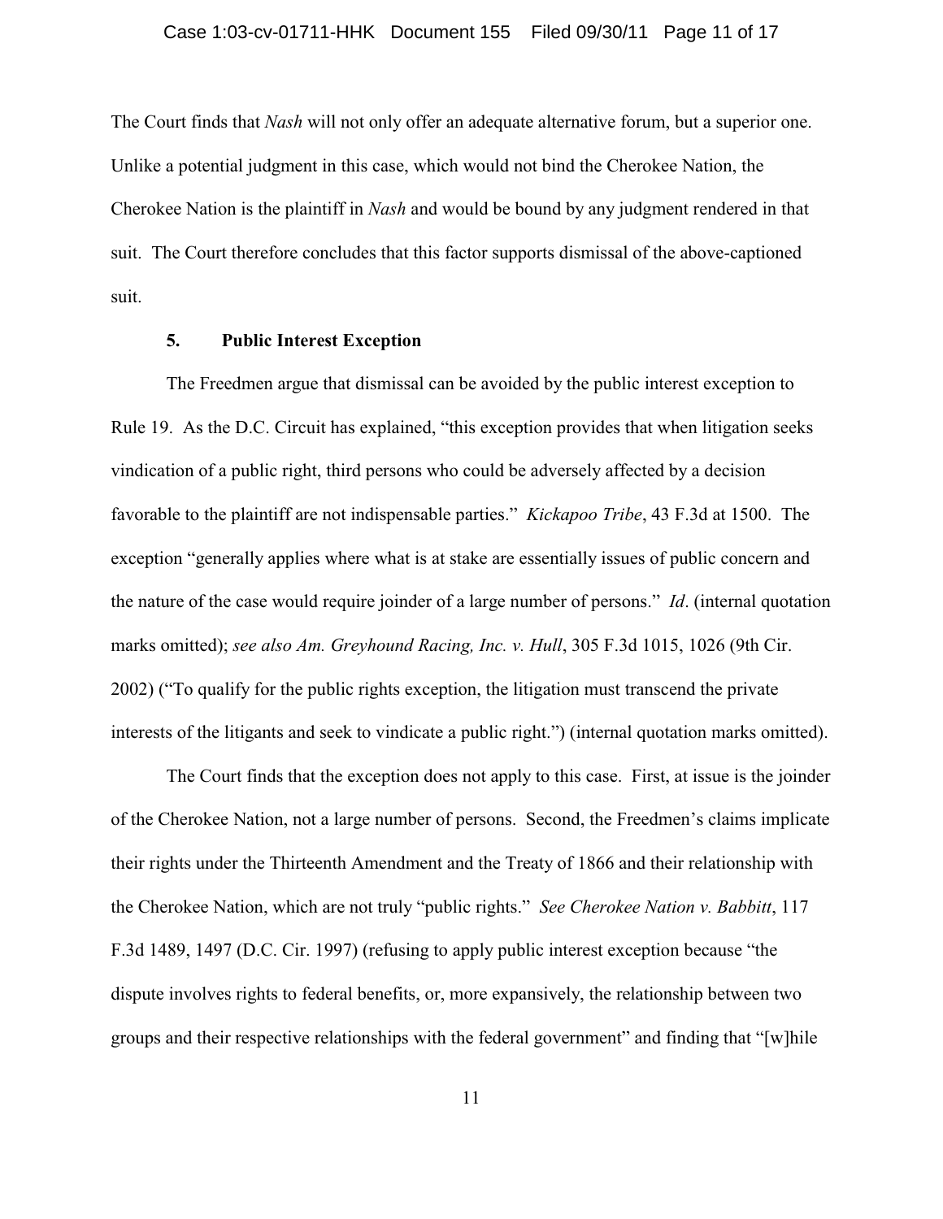The Court finds that *Nash* will not only offer an adequate alternative forum, but a superior one. Unlike a potential judgment in this case, which would not bind the Cherokee Nation, the Cherokee Nation is the plaintiff in *Nash* and would be bound by any judgment rendered in that suit. The Court therefore concludes that this factor supports dismissal of the above-captioned suit.

**5. Public Interest Exception**

The Freedmen argue that dismissal can be avoided by the public interest exception to Rule 19. As the D.C. Circuit has explained, "this exception provides that when litigation seeks vindication of a public right, third persons who could be adversely affected by a decision favorable to the plaintiff are not indispensable parties." *Kickapoo Tribe*, 43 F.3d at 1500. The exception "generally applies where what is at stake are essentially issues of public concern and the nature of the case would require joinder of a large number of persons." *Id*. (internal quotation marks omitted); *see also Am. Greyhound Racing, Inc. v. Hull*, 305 F.3d 1015, 1026 (9th Cir. 2002) ("To qualify for the public rights exception, the litigation must transcend the private interests of the litigants and seek to vindicate a public right.") (internal quotation marks omitted).

The Court finds that the exception does not apply to this case. First, at issue is the joinder of the Cherokee Nation, not a large number of persons. Second, the Freedmen's claims implicate their rights under the Thirteenth Amendment and the Treaty of 1866 and their relationship with the Cherokee Nation, which are not truly "public rights." *See Cherokee Nation v. Babbitt*, 117 F.3d 1489, 1497 (D.C. Cir. 1997) (refusing to apply public interest exception because "the dispute involves rights to federal benefits, or, more expansively, the relationship between two groups and their respective relationships with the federal government" and finding that "[w]hile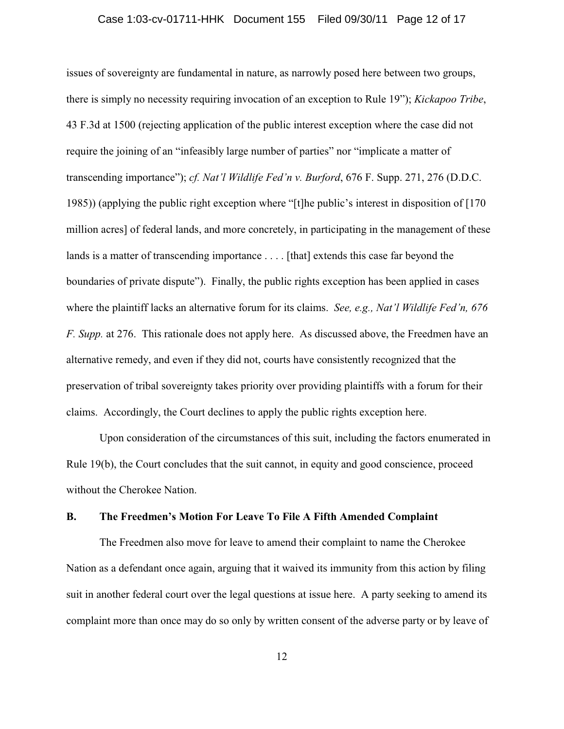issues of sovereignty are fundamental in nature, as narrowly posed here between two groups, there is simply no necessity requiring invocation of an exception to Rule 19"); *Kickapoo Tribe*, 43 F.3d at 1500 (rejecting application of the public interest exception where the case did not require the joining of an "infeasibly large number of parties" nor "implicate a matter of transcending importance"); *cf. Nat'l Wildlife Fed'n v. Burford*, 676 F. Supp. 271, 276 (D.D.C. 1985)) (applying the public right exception where "[t]he public's interest in disposition of [170 million acres] of federal lands, and more concretely, in participating in the management of these lands is a matter of transcending importance . . . . [that] extends this case far beyond the boundaries of private dispute"). Finally, the public rights exception has been applied in cases where the plaintiff lacks an alternative forum for its claims. *See, e.g., Nat'l Wildlife Fed'n, 676 F. Supp.* at 276. This rationale does not apply here. As discussed above, the Freedmen have an alternative remedy, and even if they did not, courts have consistently recognized that the preservation of tribal sovereignty takes priority over providing plaintiffs with a forum for their claims. Accordingly, the Court declines to apply the public rights exception here.

Upon consideration of the circumstances of this suit, including the factors enumerated in Rule 19(b), the Court concludes that the suit cannot, in equity and good conscience, proceed without the Cherokee Nation.

### B. The Freedmen's Motion For Leave To File A Fifth Amended Complaint

The Freedmen also move for leave to amend their complaint to name the Cherokee Nation as a defendant once again, arguing that it waived its immunity from this action by filing suit in another federal court over the legal questions at issue here. A party seeking to amend its complaint more than once may do so only by written consent of the adverse party or by leave of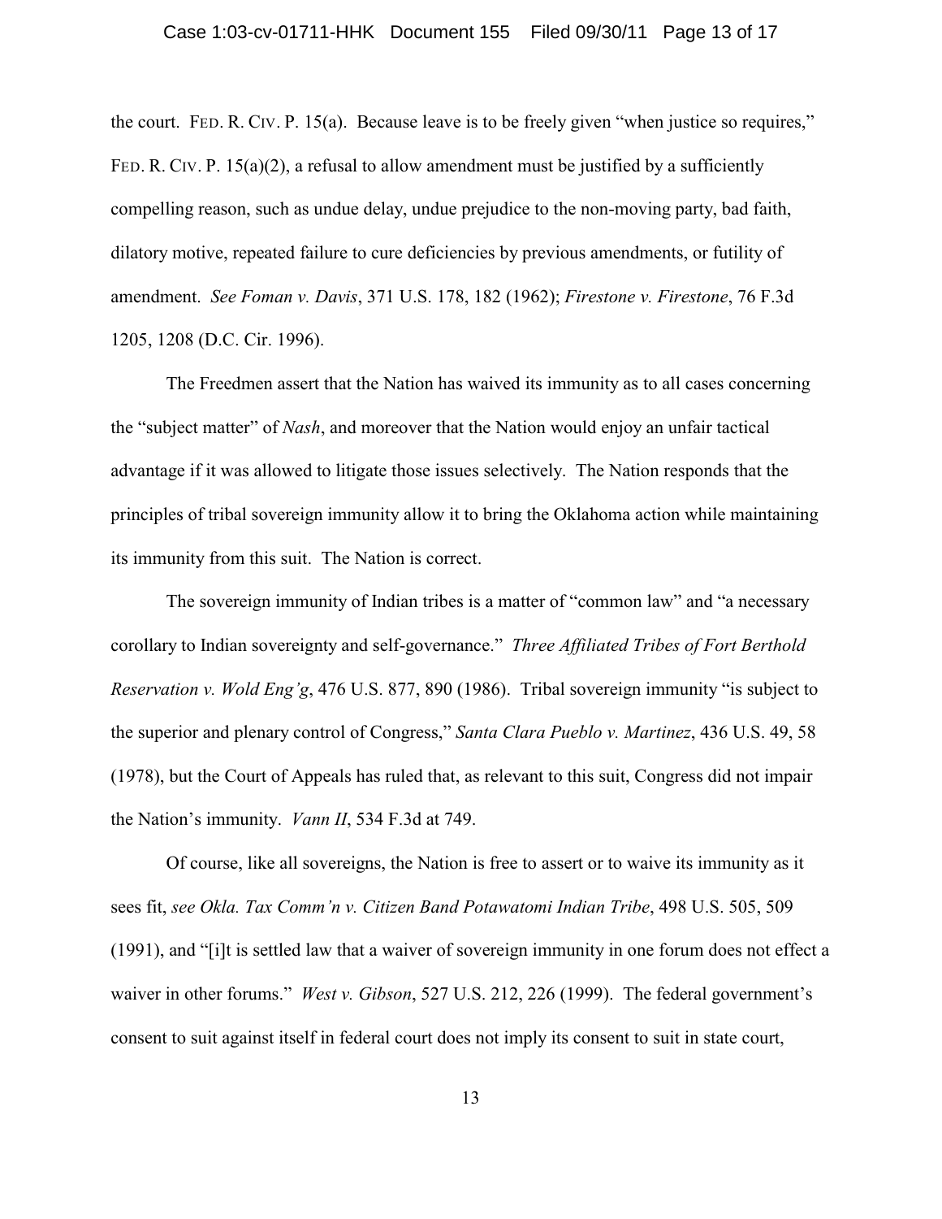the court. FED. R. CIV. P. 15(a). Because leave is to be freely given "when justice so requires," FED. R. CIV. P. 15(a)(2), a refusal to allow amendment must be justified by a sufficiently compelling reason, such as undue delay, undue prejudice to the non-moving party, bad faith, dilatory motive, repeated failure to cure deficiencies by previous amendments, or futility of amendment. *See Foman v. Davis*, 371 U.S. 178, 182 (1962); *Firestone v. Firestone*, 76 F.3d 1205, 1208 (D.C. Cir. 1996).

The Freedmen assert that the Nation has waived its immunity as to all cases concerning the "subject matter" of *Nash*, and moreover that the Nation would enjoy an unfair tactical advantage if it was allowed to litigate those issues selectively. The Nation responds that the principles of tribal sovereign immunity allow it to bring the Oklahoma action while maintaining its immunity from this suit. The Nation is correct.

The sovereign immunity of Indian tribes is a matter of "common law" and "a necessary corollary to Indian sovereignty and self-governance." *Three Affiliated Tribes of Fort Berthold Reservation v. Wold Eng'g*, 476 U.S. 877, 890 (1986). Tribal sovereign immunity "is subject to the superior and plenary control of Congress," *Santa Clara Pueblo v. Martinez*, 436 U.S. 49, 58 (1978), but the Court of Appeals has ruled that, as relevant to this suit, Congress did not impair the Nation's immunity. *Vann II*, 534 F.3d at 749.

Of course, like all sovereigns, the Nation is free to assert or to waive its immunity as it sees fit, *see Okla. Tax Comm'n v. Citizen Band Potawatomi Indian Tribe*, 498 U.S. 505, 509 (1991), and "[i]t is settled law that a waiver of sovereign immunity in one forum does not effect a waiver in other forums." *West v. Gibson*, 527 U.S. 212, 226 (1999). The federal government's consent to suit against itself in federal court does not imply its consent to suit in state court,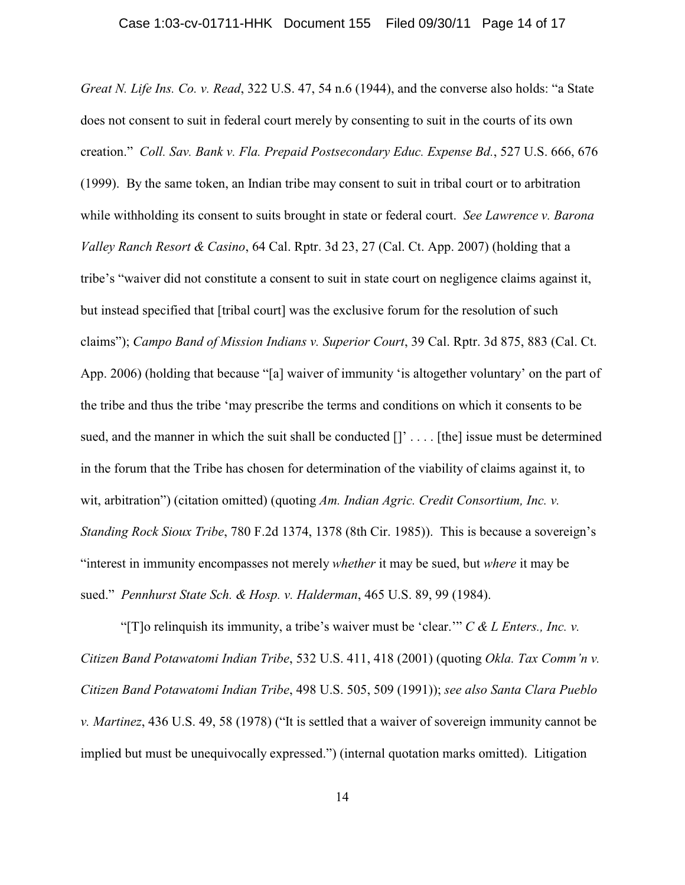*Great N. Life Ins. Co. v. Read*, 322 U.S. 47, 54 n.6 (1944), and the converse also holds: "a State does not consent to suit in federal court merely by consenting to suit in the courts of its own creation." *Coll. Sav. Bank v. Fla. Prepaid Postsecondary Educ. Expense Bd.*, 527 U.S. 666, 676 (1999). By the same token, an Indian tribe may consent to suit in tribal court or to arbitration while withholding its consent to suits brought in state or federal court. *See Lawrence v. Barona Valley Ranch Resort & Casino*, 64 Cal. Rptr. 3d 23, 27 (Cal. Ct. App. 2007) (holding that a tribe's "waiver did not constitute a consent to suit in state court on negligence claims against it, but instead specified that [tribal court] was the exclusive forum for the resolution of such claims"); *Campo Band of Mission Indians v. Superior Court*, 39 Cal. Rptr. 3d 875, 883 (Cal. Ct. App. 2006) (holding that because "[a] waiver of immunity 'is altogether voluntary' on the part of the tribe and thus the tribe 'may prescribe the terms and conditions on which it consents to be sued, and the manner in which the suit shall be conducted []' . . . . [the] issue must be determined in the forum that the Tribe has chosen for determination of the viability of claims against it, to wit, arbitration") (citation omitted) (quoting *Am. Indian Agric. Credit Consortium, Inc. v. Standing Rock Sioux Tribe*, 780 F.2d 1374, 1378 (8th Cir. 1985)). This is because a sovereign's "interest in immunity encompasses not merely *whether* it may be sued, but *where* it may be sued." *Pennhurst State Sch. & Hosp. v. Halderman*, 465 U.S. 89, 99 (1984).

"[T]o relinquish its immunity, a tribe's waiver must be 'clear.'" *C & L Enters., Inc. v. Citizen Band Potawatomi Indian Tribe*, 532 U.S. 411, 418 (2001) (quoting *Okla. Tax Comm'n v. Citizen Band Potawatomi Indian Tribe*, 498 U.S. 505, 509 (1991)); *see also Santa Clara Pueblo v. Martinez*, 436 U.S. 49, 58 (1978) ("It is settled that a waiver of sovereign immunity cannot be implied but must be unequivocally expressed.") (internal quotation marks omitted). Litigation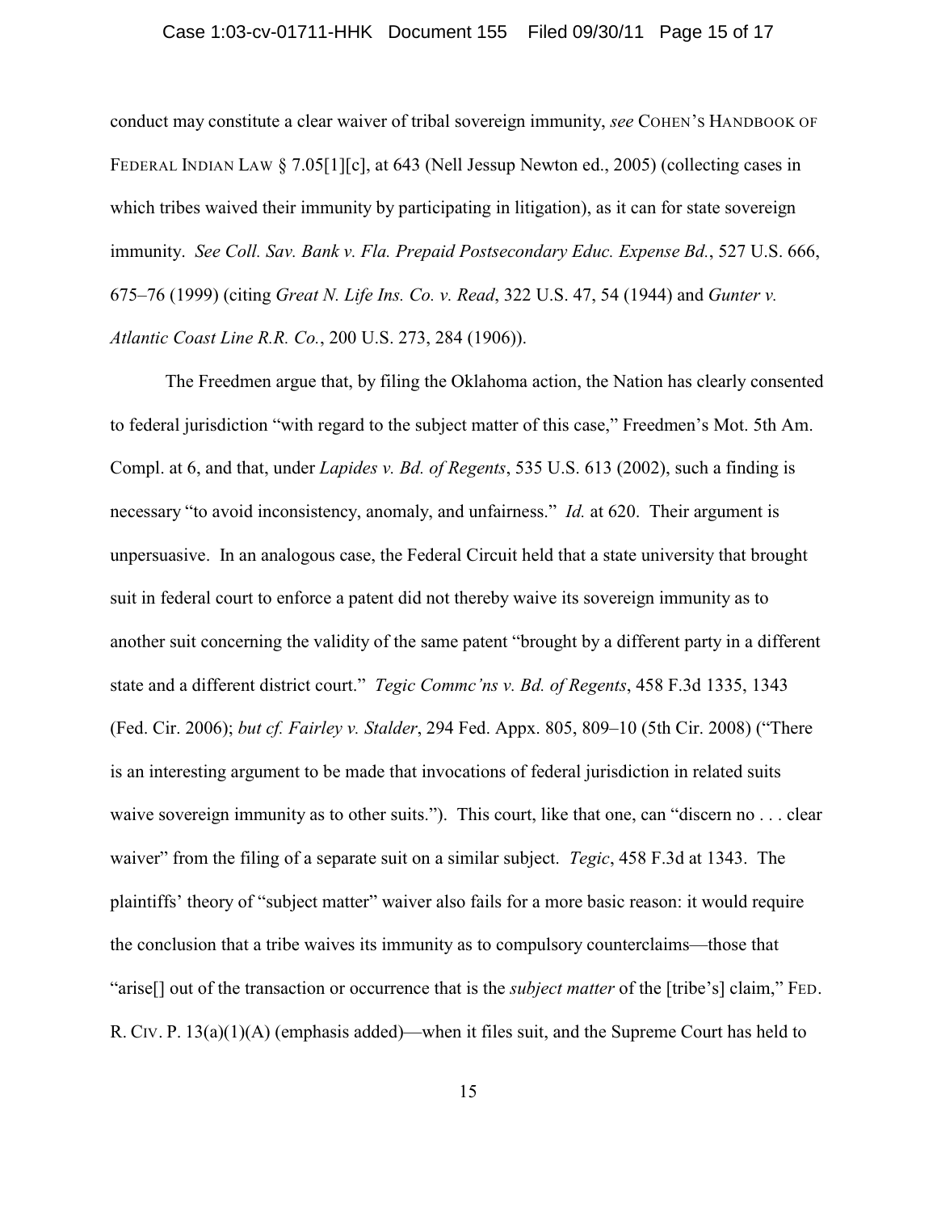conduct may constitute a clear waiver of tribal sovereign immunity, *see* COHEN'S HANDBOOK OF FEDERAL INDIAN LAW § 7.05[1][c], at 643 (Nell Jessup Newton ed., 2005) (collecting cases in which tribes waived their immunity by participating in litigation), as it can for state sovereign immunity. *See Coll. Sav. Bank v. Fla. Prepaid Postsecondary Educ. Expense Bd.*, 527 U.S. 666, 675–76 (1999) (citing *Great N. Life Ins. Co. v. Read*, 322 U.S. 47, 54 (1944) and *Gunter v. Atlantic Coast Line R.R. Co.*, 200 U.S. 273, 284 (1906)).

The Freedmen argue that, by filing the Oklahoma action, the Nation has clearly consented to federal jurisdiction "with regard to the subject matter of this case," Freedmen's Mot. 5th Am. Compl. at 6, and that, under *Lapides v. Bd. of Regents*, 535 U.S. 613 (2002), such a finding is necessary "to avoid inconsistency, anomaly, and unfairness." *Id.* at 620. Their argument is unpersuasive. In an analogous case, the Federal Circuit held that a state university that brought suit in federal court to enforce a patent did not thereby waive its sovereign immunity as to another suit concerning the validity of the same patent "brought by a different party in a different state and a different district court." *Tegic Commc'ns v. Bd. of Regents*, 458 F.3d 1335, 1343 (Fed. Cir. 2006); *but cf. Fairley v. Stalder*, 294 Fed. Appx. 805, 809–10 (5th Cir. 2008) ("There is an interesting argument to be made that invocations of federal jurisdiction in related suits waive sovereign immunity as to other suits."). This court, like that one, can "discern no . . . clear waiver" from the filing of a separate suit on a similar subject. *Tegic*, 458 F.3d at 1343. The plaintiffs' theory of "subject matter" waiver also fails for a more basic reason: it would require the conclusion that a tribe waives its immunity as to compulsory counterclaims—those that "arise[] out of the transaction or occurrence that is the *subject matter* of the [tribe's] claim," FED. R. CIV. P. 13(a)(1)(A) (emphasis added)—when it files suit, and the Supreme Court has held to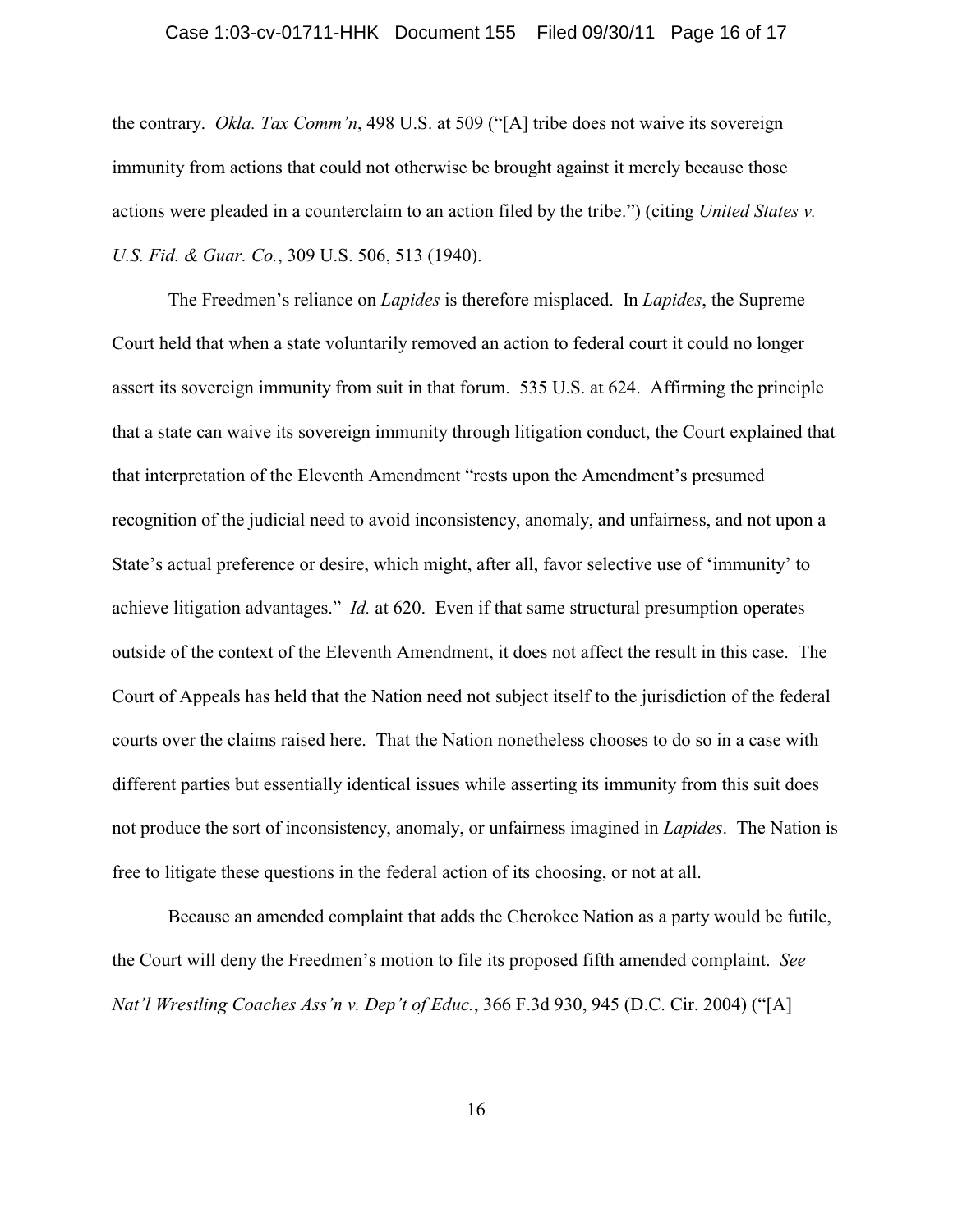the contrary. *Okla. Tax Comm'n*, 498 U.S. at 509 ("[A] tribe does not waive its sovereign immunity from actions that could not otherwise be brought against it merely because those actions were pleaded in a counterclaim to an action filed by the tribe.") (citing *United States v. U.S. Fid. & Guar. Co.*, 309 U.S. 506, 513 (1940).

The Freedmen's reliance on *Lapides* is therefore misplaced. In *Lapides*, the Supreme Court held that when a state voluntarily removed an action to federal court it could no longer assert its sovereign immunity from suit in that forum. 535 U.S. at 624. Affirming the principle that a state can waive its sovereign immunity through litigation conduct, the Court explained that that interpretation of the Eleventh Amendment "rests upon the Amendment's presumed recognition of the judicial need to avoid inconsistency, anomaly, and unfairness, and not upon a State's actual preference or desire, which might, after all, favor selective use of 'immunity' to achieve litigation advantages." *Id.* at 620. Even if that same structural presumption operates outside of the context of the Eleventh Amendment, it does not affect the result in this case. The Court of Appeals has held that the Nation need not subject itself to the jurisdiction of the federal courts over the claims raised here. That the Nation nonetheless chooses to do so in a case with different parties but essentially identical issues while asserting its immunity from this suit does not produce the sort of inconsistency, anomaly, or unfairness imagined in *Lapides*. The Nation is free to litigate these questions in the federal action of its choosing, or not at all.

Because an amended complaint that adds the Cherokee Nation as a party would be futile, the Court will deny the Freedmen's motion to file its proposed fifth amended complaint. *See Nat'l Wrestling Coaches Ass'n v. Dep't of Educ.*, 366 F.3d 930, 945 (D.C. Cir. 2004) ("[A]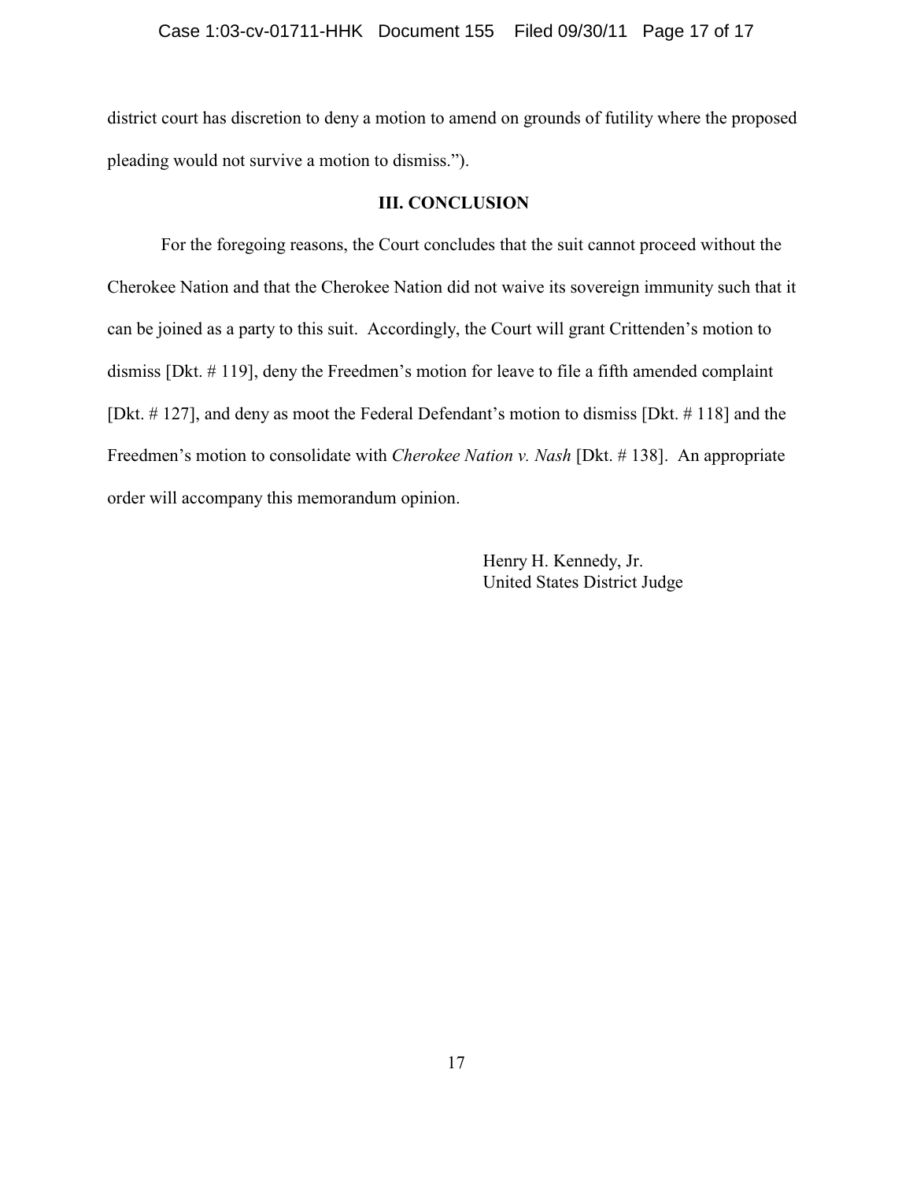district court has discretion to deny a motion to amend on grounds of futility where the proposed pleading would not survive a motion to dismiss.").

## III. CONCLUSION

For the foregoing reasons, the Court concludes that the suit cannot proceed without the Cherokee Nation and that the Cherokee Nation did not waive its sovereign immunity such that it can be joined as a party to this suit. Accordingly, the Court will grant Crittenden's motion to dismiss [Dkt. # 119], deny the Freedmen's motion for leave to file a fifth amended complaint [Dkt. # 127], and deny as moot the Federal Defendant's motion to dismiss [Dkt. # 118] and the Freedmen's motion to consolidate with *Cherokee Nation v. Nash* [Dkt. # 138]. An appropriate order will accompany this memorandum opinion.

Henry H. Kennedy, Jr.
United States District Judge